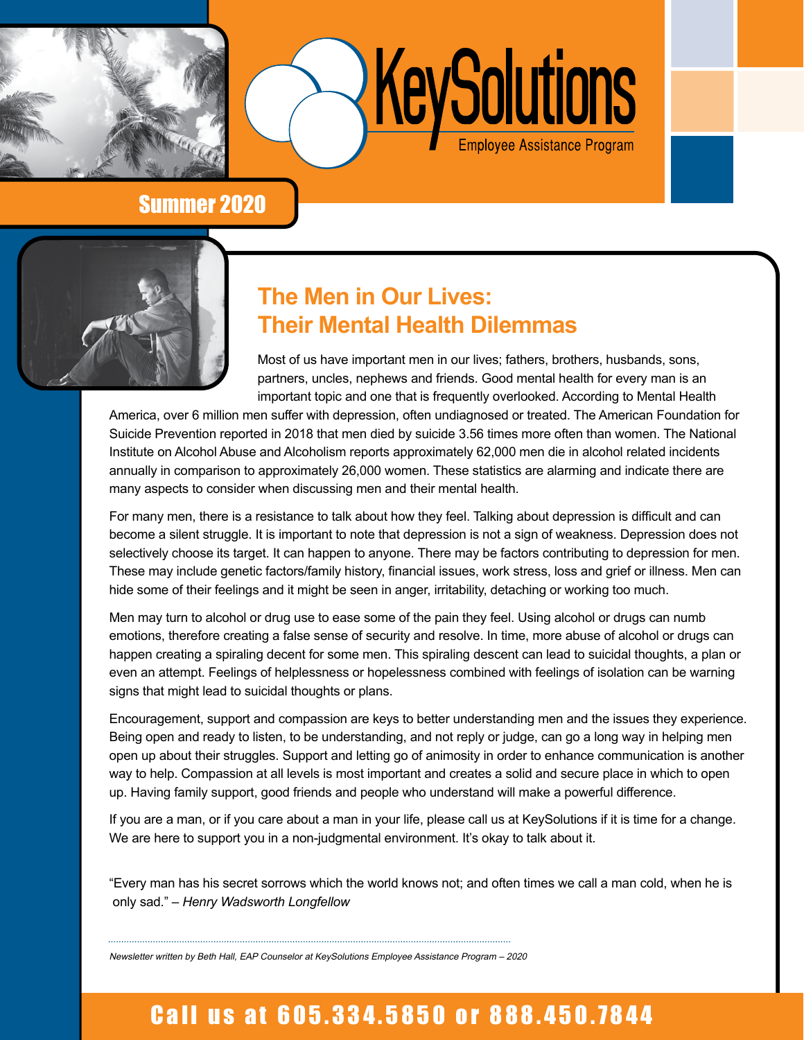# KeySolutions

Employee Assistance Program

## Summer 2020

## The Men in Our Lives: Their Mental Health Dilemmas

Most of us have important men in our lives; fathers, brothers, husbands, sons, partners, uncles, nephews and friends. Good mental health for every man is an important topic and one that is frequently overlooked. According to Mental Health America, over 6 million men suffer with depression, often undiagnosed or treated. The American Foundation for Suicide Prevention reported in 2018 that men died by suicide 3.56 times more often than women. The National Institute on Alcohol Abuse and Alcoholism reports approximately 62,000 men die in alcohol related incidents annually in comparison to approximately 26,000 women. These statistics are alarming and indicate there are many aspects to consider when discussing men and their mental health.

For many men, there is a resistance to talk about how they feel. Talking about depression is difficult and can become a silent struggle. It is important to note that depression is not a sign of weakness. Depression does not selectively choose its target. It can happen to anyone. There may be factors contributing to depression for men. These may include genetic factors/family history, financial issues, work stress, loss and grief or illness. Men can hide some of their feelings and it might be seen in anger, irritability, detaching or working too much.

Men may turn to alcohol or drug use to ease some of the pain they feel. Using alcohol or drugs can numb emotions, therefore creating a false sense of security and resolve. In time, more abuse of alcohol or drugs can happen creating a spiraling decent for some men. This spiraling descent can lead to suicidal thoughts, a plan or even an attempt. Feelings of helplessness or hopelessness combined with feelings of isolation can be warning signs that might lead to suicidal thoughts or plans.

Encouragement, support and compassion are keys to better understanding men and the issues they experience. Being open and ready to listen, to be understanding, and not reply or judge, can go a long way in helping men open up about their struggles. Support and letting go of animosity in order to enhance communication is another way to help. Compassion at all levels is most important and creates a solid and secure place in which to open up. Having family support, good friends and people who understand will make a powerful difference.

If you are a man, or if you care about a man in your life, please call us at KeySolutions if it is time for a change. We are here to support you in a non-judgmental environment. It's okay to talk about it.

"Every man has his secret sorrows which the world knows not; and often times we call a man cold, when he is only sad." – *Henry Wadsworth Longfellow*

---

*Newsletter written by Beth Hall, EAP Counselor at KeySolutions Employee Assistance Program – 2020*

**Call us at 605.334.5850 or 888.450.7844**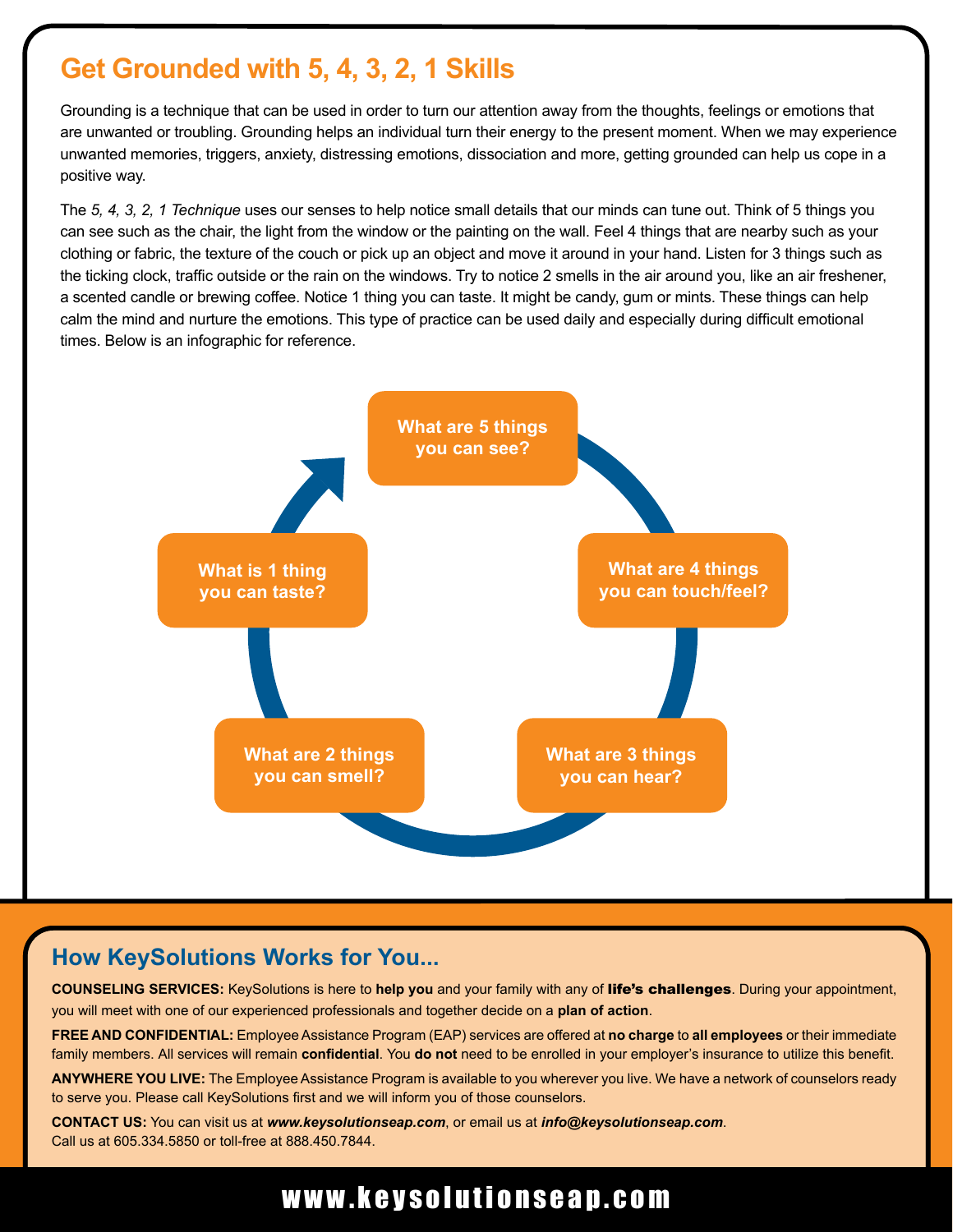## Get Grounded with 5, 4, 3, 2, 1 Skills

Grounding is a technique that can be used in order to turn our attention away from the thoughts, feelings or emotions that are unwanted or troubling. Grounding helps an individual turn their energy to the present moment. When we may experience unwanted memories, triggers, anxiety, distressing emotions, dissociation and more, getting grounded can help us cope in a positive way.

The *5, 4, 3, 2, 1 Technique* uses our senses to help notice small details that our minds can tune out. Think of 5 things you can see such as the chair, the light from the window or the painting on the wall. Feel 4 things that are nearby such as your clothing or fabric, the texture of the couch or pick up an object and move it around in your hand. Listen for 3 things such as the ticking clock, traffic outside or the rain on the windows. Try to notice 2 smells in the air around you, like an air freshener, a scented candle or brewing coffee. Notice 1 thing you can taste. It might be candy, gum or mints. These things can help calm the mind and nurture the emotions. This type of practice can be used daily and especially during difficult emotional times. Below is an infographic for reference.

What are 5 things you can see?

What are 4 things you can touch/feel?

What are 3 things you can hear?

What are 2 things you can smell?

What is 1 thing you can taste?

## How KeySolutions Works for You...

**COUNSELING SERVICES:** KeySolutions is here to **help you** and your family with any of **life's challenges**. During your appointment, you will meet with one of our experienced professionals and together decide on a **plan of action**.

**FREE AND CONFIDENTIAL:** Employee Assistance Program (EAP) services are offered at **no charge** to **all employees** or their immediate family members. All services will remain **confidential**. You **do not** need to be enrolled in your employer's insurance to utilize this benefit.

**ANYWHERE YOU LIVE:** The Employee Assistance Program is available to you wherever you live. We have a network of counselors ready to serve you. Please call KeySolutions first and we will inform you of those counselors.

**CONTACT US:** You can visit us at ***www.keysolutionseap.com***, or email us at ***info@keysolutionseap.com***.
Call us at 605.334.5850 or toll-free at 888.450.7844.

**www.keysolutionseap.com**